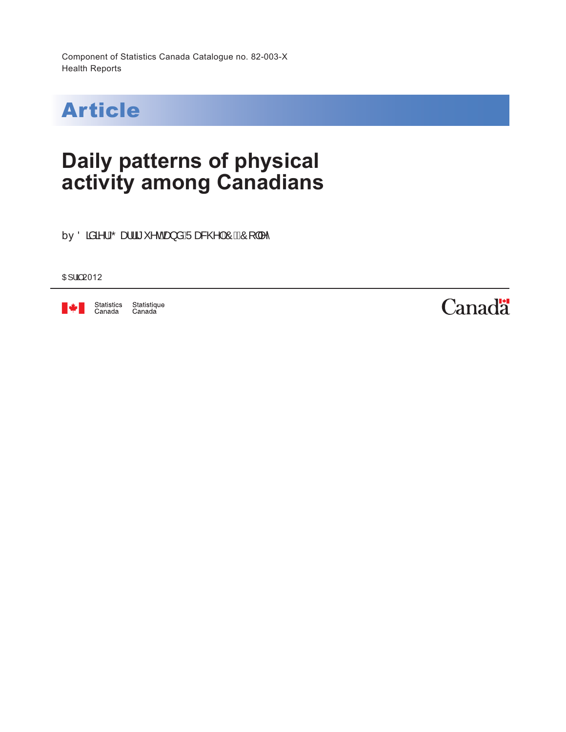Component of Statistics Canada Catalogue no. 82-003-X
Health Reports

## Article

# Daily patterns of physical activity among Canadians

by Didier Garriguet and Rachel C. Colley

April 2012

Statistics Canada Statistique Canada

Canada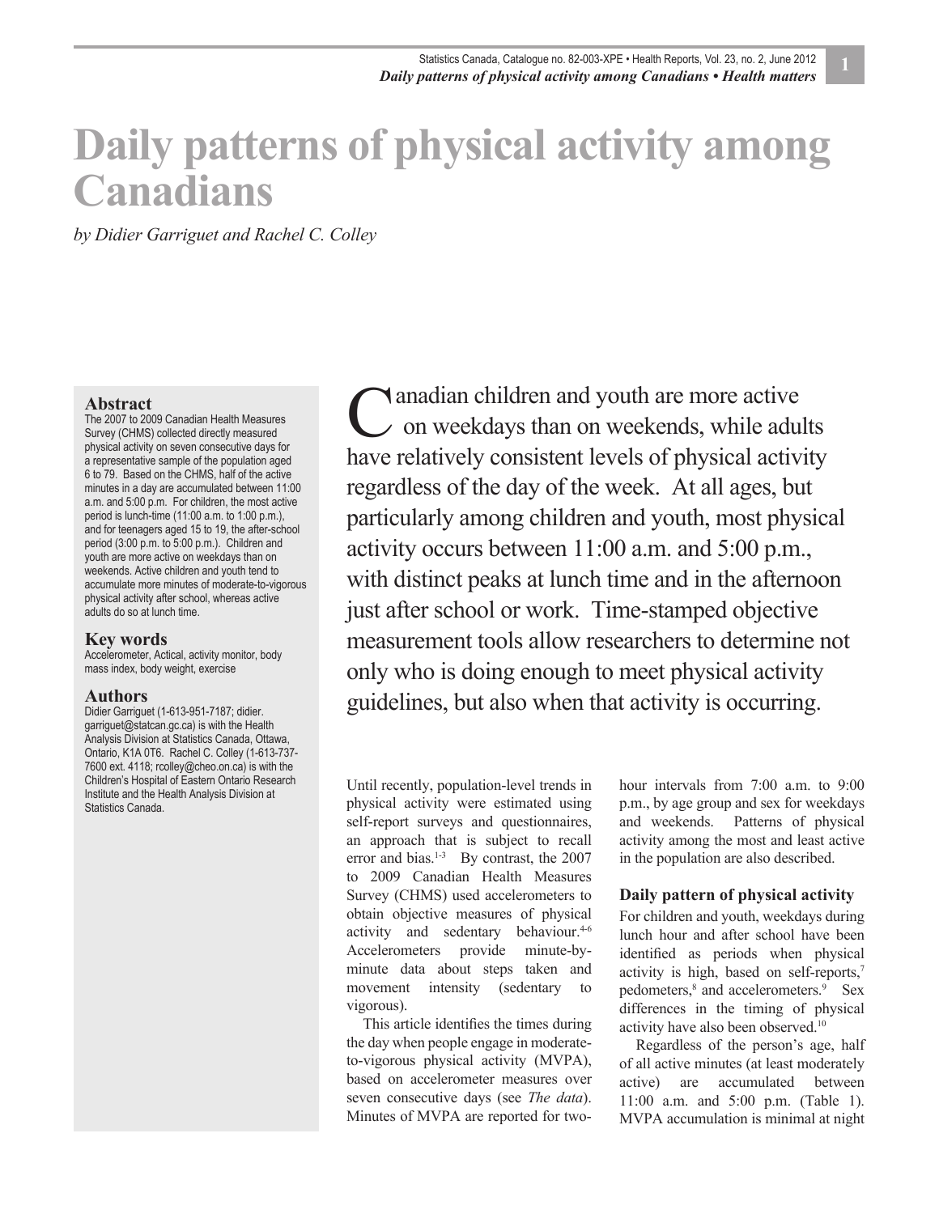# Daily patterns of physical activity among Canadians

*by Didier Garriguet and Rachel C. Colley*

**Abstract**

The 2007 to 2009 Canadian Health Measures Survey (CHMS) collected directly measured physical activity on seven consecutive days for a representative sample of the population aged 6 to 79. Based on the CHMS, half of the active minutes in a day are accumulated between 11:00 a.m. and 5:00 p.m. For children, the most active period is lunch-time (11:00 a.m. to 1:00 p.m.), and for teenagers aged 15 to 19, the after-school period (3:00 p.m. to 5:00 p.m.). Children and youth are more active on weekdays than on weekends. Active children and youth tend to accumulate more minutes of moderate-to-vigorous physical activity after school, whereas active adults do so at lunch time.

**Key words**

Accelerometer, Actical, activity monitor, body mass index, body weight, exercise

**Authors**

Didier Garriguet (1-613-951-7187; didier.garriguet@statcan.gc.ca) is with the Health Analysis Division at Statistics Canada, Ottawa, Ontario, K1A 0T6. Rachel C. Colley (1-613-737-7600 ext. 4118; rcolley@cheo.on.ca) is with the Children's Hospital of Eastern Ontario Research Institute and the Health Analysis Division at Statistics Canada.

Canadian children and youth are more active on weekdays than on weekends, while adults have relatively consistent levels of physical activity regardless of the day of the week. At all ages, but particularly among children and youth, most physical activity occurs between 11:00 a.m. and 5:00 p.m., with distinct peaks at lunch time and in the afternoon just after school or work. Time-stamped objective measurement tools allow researchers to determine not only who is doing enough to meet physical activity guidelines, but also when that activity is occurring.

Until recently, population-level trends in physical activity were estimated using self-report surveys and questionnaires, an approach that is subject to recall error and bias.[1-3] By contrast, the 2007 to 2009 Canadian Health Measures Survey (CHMS) used accelerometers to obtain objective measures of physical activity and sedentary behaviour.[4-6] Accelerometers provide minute-by-minute data about steps taken and movement intensity (sedentary to vigorous).

This article identifies the times during the day when people engage in moderate-to-vigorous physical activity (MVPA), based on accelerometer measures over seven consecutive days (see *The data*). Minutes of MVPA are reported for two-hour intervals from 7:00 a.m. to 9:00 p.m., by age group and sex for weekdays and weekends. Patterns of physical activity among the most and least active in the population are also described.

### Daily pattern of physical activity

For children and youth, weekdays during lunch hour and after school have been identified as periods when physical activity is high, based on self-reports,[7] pedometers,[8] and accelerometers.[9] Sex differences in the timing of physical activity have also been observed.[10]

Regardless of the person's age, half of all active minutes (at least moderately active) are accumulated between 11:00 a.m. and 5:00 p.m. (Table 1). MVPA accumulation is minimal at night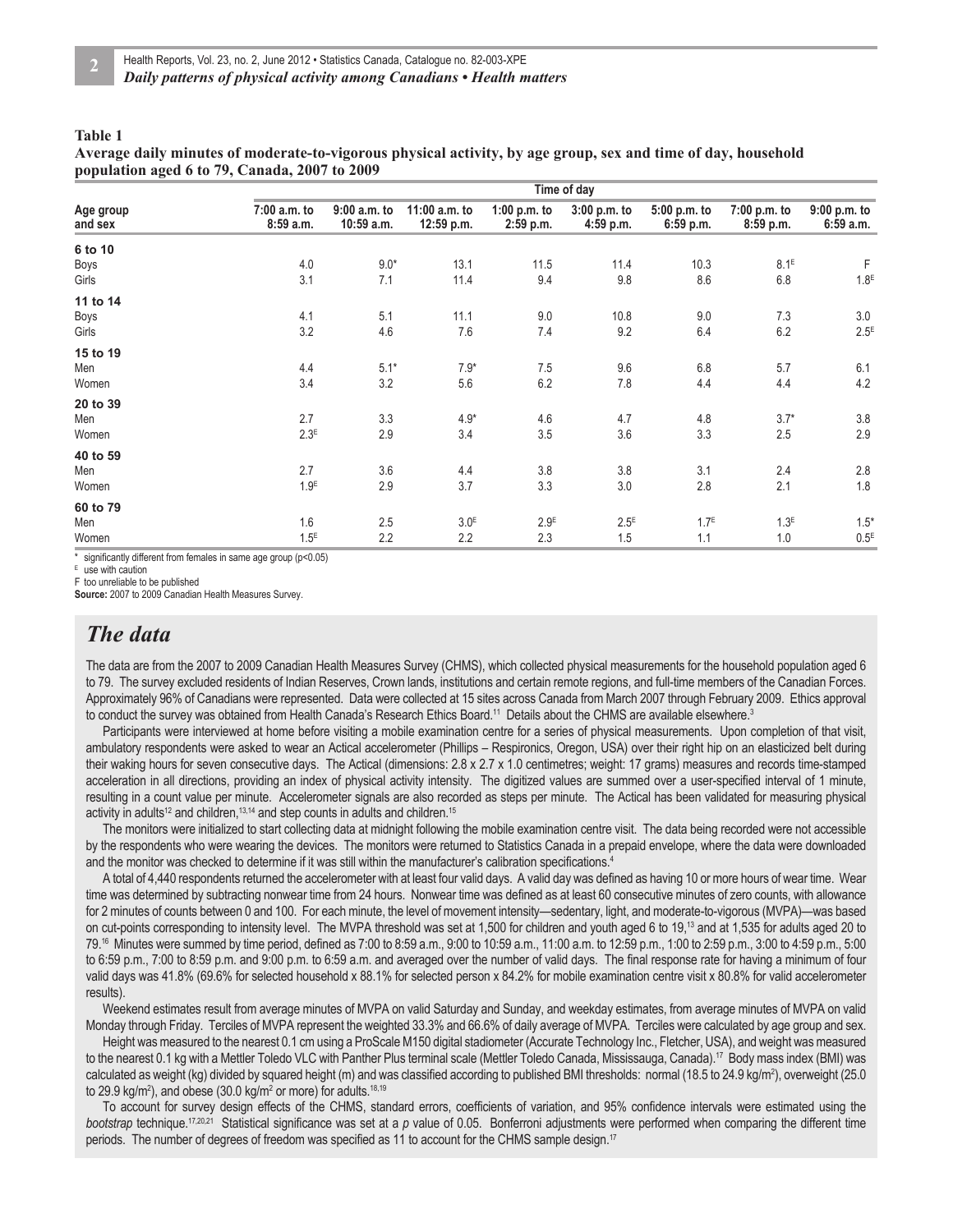**Table 1**
**Average daily minutes of moderate-to-vigorous physical activity, by age group, sex and time of day, household population aged 6 to 79, Canada, 2007 to 2009**

| Age group and sex | Time of day | | | | | | | |
|---|---|---|---|---|---|---|---|---|
| | 7:00 a.m. to 8:59 a.m. | 9:00 a.m. to 10:59 a.m. | 11:00 a.m. to 12:59 p.m. | 1:00 p.m. to 2:59 p.m. | 3:00 p.m. to 4:59 p.m. | 5:00 p.m. to 6:59 p.m. | 7:00 p.m. to 8:59 p.m. | 9:00 p.m. to 6:59 a.m. |
| **6 to 10** | | | | | | | | |
| Boys | 4.0 | 9.0* | 13.1 | 11.5 | 11.4 | 10.3 | 8.1^E | F |
| Girls | 3.1 | 7.1 | 11.4 | 9.4 | 9.8 | 8.6 | 6.8 | 1.8^E |
| **11 to 14** | | | | | | | | |
| Boys | 4.1 | 5.1 | 11.1 | 9.0 | 10.8 | 9.0 | 7.3 | 3.0 |
| Girls | 3.2 | 4.6 | 7.6 | 7.4 | 9.2 | 6.4 | 6.2 | 2.5^E |
| **15 to 19** | | | | | | | | |
| Men | 4.4 | 5.1* | 7.9* | 7.5 | 9.6 | 6.8 | 5.7 | 6.1 |
| Women | 3.4 | 3.2 | 5.6 | 6.2 | 7.8 | 4.4 | 4.4 | 4.2 |
| **20 to 39** | | | | | | | | |
| Men | 2.7 | 3.3 | 4.9* | 4.6 | 4.7 | 4.8 | 3.7* | 3.8 |
| Women | 2.3^E | 2.9 | 3.4 | 3.5 | 3.6 | 3.3 | 2.5 | 2.9 |
| **40 to 59** | | | | | | | | |
| Men | 2.7 | 3.6 | 4.4 | 3.8 | 3.8 | 3.1 | 2.4 | 2.8 |
| Women | 1.9^E | 2.9 | 3.7 | 3.3 | 3.0 | 2.8 | 2.1 | 1.8 |
| **60 to 79** | | | | | | | | |
| Men | 1.6 | 2.5 | 3.0^E | 2.9^E | 2.5^E | 1.7^E | 1.3^E | 1.5* |
| Women | 1.5^E | 2.2 | 2.2 | 2.3 | 1.5 | 1.1 | 1.0 | 0.5^E |

\* significantly different from females in same age group ($p<0.05$)
E use with caution
F too unreliable to be published
**Source:** 2007 to 2009 Canadian Health Measures Survey.

## *The data*

The data are from the 2007 to 2009 Canadian Health Measures Survey (CHMS), which collected physical measurements for the household population aged 6 to 79. The survey excluded residents of Indian Reserves, Crown lands, institutions and certain remote regions, and full-time members of the Canadian Forces. Approximately 96% of Canadians were represented. Data were collected at 15 sites across Canada from March 2007 through February 2009. Ethics approval to conduct the survey was obtained from Health Canada's Research Ethics Board.[11] Details about the CHMS are available elsewhere.[3]

Participants were interviewed at home before visiting a mobile examination centre for a series of physical measurements. Upon completion of that visit, ambulatory respondents were asked to wear an Actical accelerometer (Phillips – Respironics, Oregon, USA) over their right hip on an elasticized belt during their waking hours for seven consecutive days. The Actical (dimensions: 2.8 x 2.7 x 1.0 centimetres; weight: 17 grams) measures and records time-stamped acceleration in all directions, providing an index of physical activity intensity. The digitized values are summed over a user-specified interval of 1 minute, resulting in a count value per minute. Accelerometer signals are also recorded as steps per minute. The Actical has been validated for measuring physical activity in adults[12] and children,[13,14] and step counts in adults and children.[15]

The monitors were initialized to start collecting data at midnight following the mobile examination centre visit. The data being recorded were not accessible by the respondents who were wearing the devices. The monitors were returned to Statistics Canada in a prepaid envelope, where the data were downloaded and the monitor was checked to determine if it was still within the manufacturer's calibration specifications.[4]

A total of 4,440 respondents returned the accelerometer with at least four valid days. A valid day was defined as having 10 or more hours of wear time. Wear time was determined by subtracting nonwear time from 24 hours. Nonwear time was defined as at least 60 consecutive minutes of zero counts, with allowance for 2 minutes of counts between 0 and 100. For each minute, the level of movement intensity—sedentary, light, and moderate-to-vigorous (MVPA)—was based on cut-points corresponding to intensity level. The MVPA threshold was set at 1,500 for children and youth aged 6 to 19,[13] and at 1,535 for adults aged 20 to 79.[16] Minutes were summed by time period, defined as 7:00 to 8:59 a.m., 9:00 to 10:59 a.m., 11:00 a.m. to 12:59 p.m., 1:00 to 2:59 p.m., 3:00 to 4:59 p.m., 5:00 to 6:59 p.m., 7:00 to 8:59 p.m. and 9:00 p.m. to 6:59 a.m. and averaged over the number of valid days. The final response rate for having a minimum of four valid days was 41.8% (69.6% for selected household x 88.1% for selected person x 84.2% for mobile examination centre visit x 80.8% for valid accelerometer results).

Weekend estimates result from average minutes of MVPA on valid Saturday and Sunday, and weekday estimates, from average minutes of MVPA on valid Monday through Friday. Terciles of MVPA represent the weighted 33.3% and 66.6% of daily average of MVPA. Terciles were calculated by age group and sex.

Height was measured to the nearest 0.1 cm using a ProScale M150 digital stadiometer (Accurate Technology Inc., Fletcher, USA), and weight was measured to the nearest 0.1 kg with a Mettler Toledo VLC with Panther Plus terminal scale (Mettler Toledo Canada, Mississauga, Canada).[17] Body mass index (BMI) was calculated as weight (kg) divided by squared height (m) and was classified according to published BMI thresholds: normal (18.5 to 24.9 kg/m$^2$), overweight (25.0 to 29.9 kg/m$^2$), and obese (30.0 kg/m$^2$ or more) for adults.[18,19]

To account for survey design effects of the CHMS, standard errors, coefficients of variation, and 95% confidence intervals were estimated using the *bootstrap* technique.[17,20,21] Statistical significance was set at a $p$ value of 0.05. Bonferroni adjustments were performed when comparing the different time periods. The number of degrees of freedom was specified as 11 to account for the CHMS sample design.[17]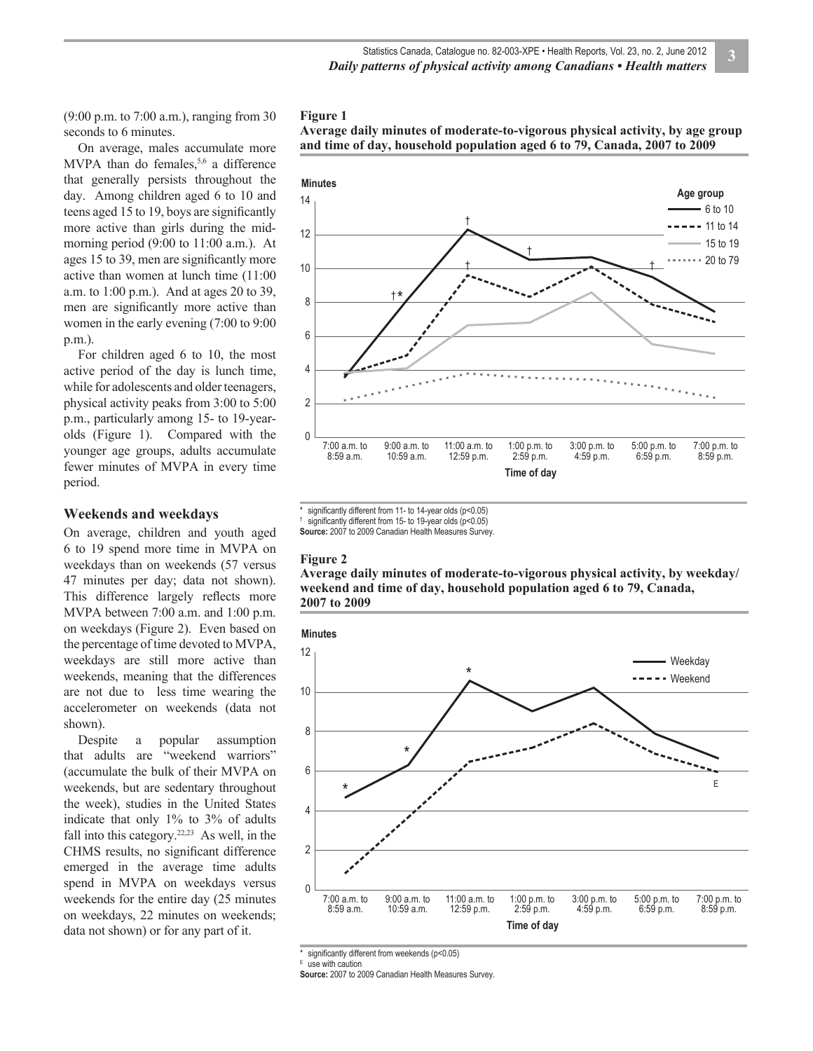(9:00 p.m. to 7:00 a.m.), ranging from 30 seconds to 6 minutes.

On average, males accumulate more MVPA than do females,[5,6] a difference that generally persists throughout the day. Among children aged 6 to 10 and teens aged 15 to 19, boys are significantly more active than girls during the mid-morning period (9:00 to 11:00 a.m.). At ages 15 to 39, men are significantly more active than women at lunch time (11:00 a.m. to 1:00 p.m.). And at ages 20 to 39, men are significantly more active than women in the early evening (7:00 to 9:00 p.m.).

For children aged 6 to 10, the most active period of the day is lunch time, while for adolescents and older teenagers, physical activity peaks from 3:00 to 5:00 p.m., particularly among 15- to 19-year-olds (Figure 1). Compared with the younger age groups, adults accumulate fewer minutes of MVPA in every time period.

## Weekends and weekdays

On average, children and youth aged 6 to 19 spend more time in MVPA on weekdays than on weekends (57 versus 47 minutes per day; data not shown). This difference largely reflects more MVPA between 7:00 a.m. and 1:00 p.m. on weekdays (Figure 2). Even based on the percentage of time devoted to MVPA, weekdays are still more active than weekends, meaning that the differences are not due to less time wearing the accelerometer on weekends (data not shown).

Despite a popular assumption that adults are "weekend warriors" (accumulate the bulk of their MVPA on weekends, but are sedentary throughout the week), studies in the United States indicate that only 1% to 3% of adults fall into this category.[22,23] As well, in the CHMS results, no significant difference emerged in the average time adults spend in MVPA on weekdays versus weekends for the entire day (25 minutes on weekdays, 22 minutes on weekends; data not shown) or for any part of it.

**Figure 1**
**Average daily minutes of moderate-to-vigorous physical activity, by age group and time of day, household population aged 6 to 79, Canada, 2007 to 2009**

\* significantly different from 11- to 14-year olds ($p<0.05$)
† significantly different from 15- to 19-year olds ($p<0.05$)
**Source:** 2007 to 2009 Canadian Health Measures Survey.

**Figure 2**
**Average daily minutes of moderate-to-vigorous physical activity, by weekday/weekend and time of day, household population aged 6 to 79, Canada, 2007 to 2009**

\* significantly different from weekends ($p<0.05$)
E use with caution
**Source:** 2007 to 2009 Canadian Health Measures Survey.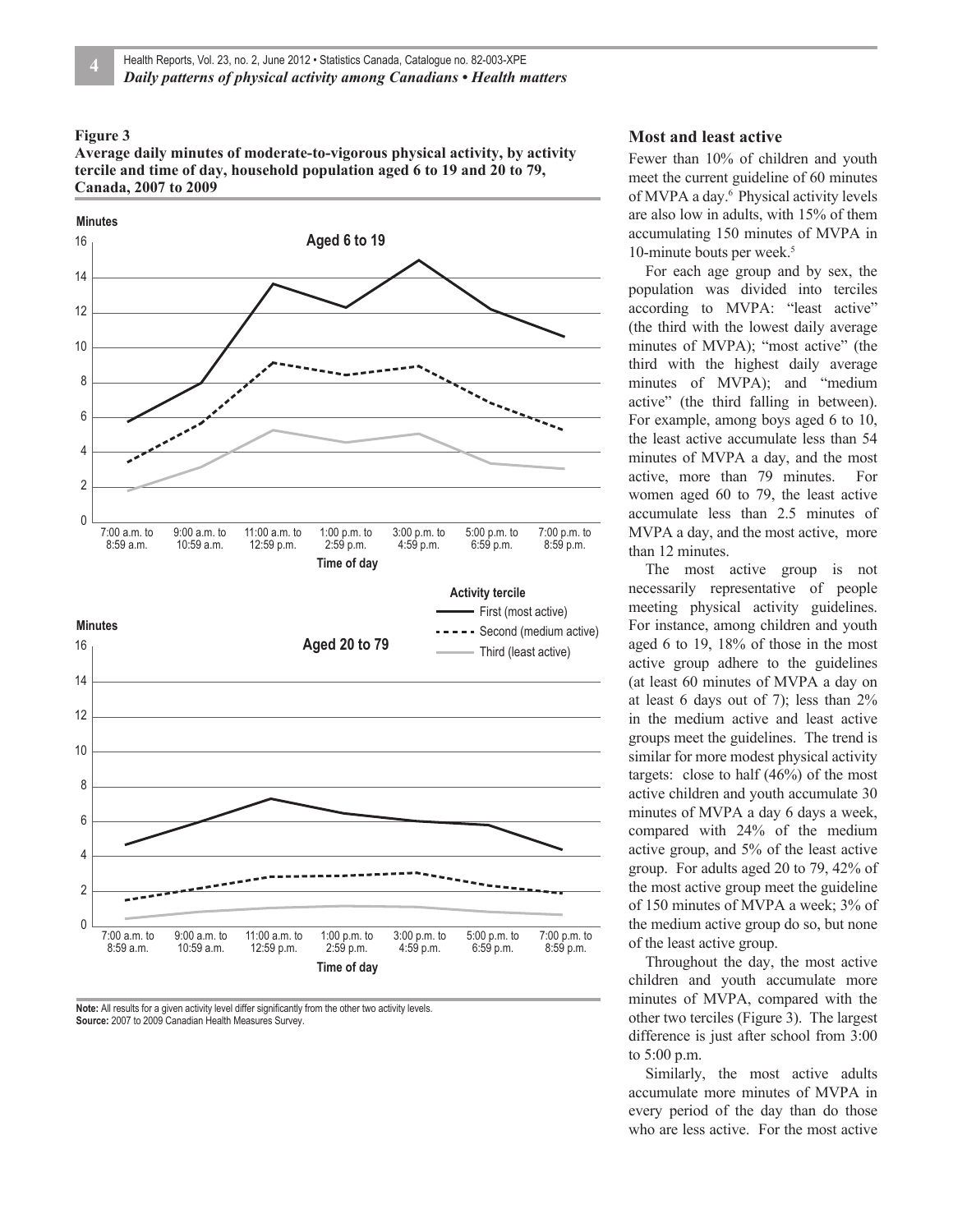**Figure 3**
**Average daily minutes of moderate-to-vigorous physical activity, by activity tercile and time of day, household population aged 6 to 19 and 20 to 79, Canada, 2007 to 2009**

**Note:** All results for a given activity level differ significantly from the other two activity levels.
**Source:** 2007 to 2009 Canadian Health Measures Survey.

### Most and least active

Fewer than 10% of children and youth meet the current guideline of 60 minutes of MVPA a day.[6] Physical activity levels are also low in adults, with 15% of them accumulating 150 minutes of MVPA in 10-minute bouts per week.[5]

For each age group and by sex, the population was divided into terciles according to MVPA: "least active" (the third with the lowest daily average minutes of MVPA); "most active" (the third with the highest daily average minutes of MVPA); and "medium active" (the third falling in between). For example, among boys aged 6 to 10, the least active accumulate less than 54 minutes of MVPA a day, and the most active, more than 79 minutes. For women aged 60 to 79, the least active accumulate less than 2.5 minutes of MVPA a day, and the most active, more than 12 minutes.

The most active group is not necessarily representative of people meeting physical activity guidelines. For instance, among children and youth aged 6 to 19, 18% of those in the most active group adhere to the guidelines (at least 60 minutes of MVPA a day on at least 6 days out of 7); less than 2% in the medium active and least active groups meet the guidelines. The trend is similar for more modest physical activity targets: close to half (46%) of the most active children and youth accumulate 30 minutes of MVPA a day 6 days a week, compared with 24% of the medium active group, and 5% of the least active group. For adults aged 20 to 79, 42% of the most active group meet the guideline of 150 minutes of MVPA a week; 3% of the medium active group do so, but none of the least active group.

Throughout the day, the most active children and youth accumulate more minutes of MVPA, compared with the other two terciles (Figure 3). The largest difference is just after school from 3:00 to 5:00 p.m.

Similarly, the most active adults accumulate more minutes of MVPA in every period of the day than do those who are less active. For the most active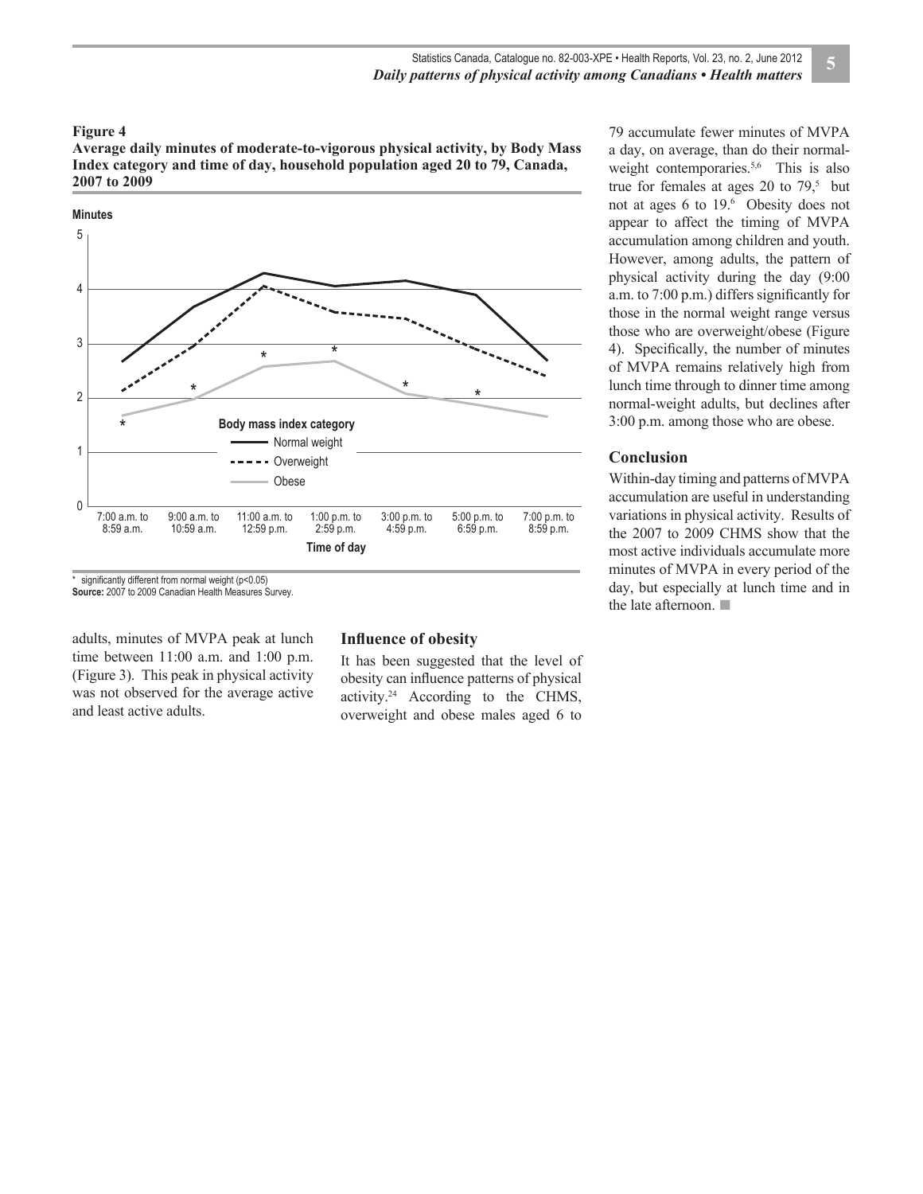**Figure 4**
**Average daily minutes of moderate-to-vigorous physical activity, by Body Mass Index category and time of day, household population aged 20 to 79, Canada, 2007 to 2009**

\* significantly different from normal weight ($p<0.05$)
**Source:** 2007 to 2009 Canadian Health Measures Survey.

adults, minutes of MVPA peak at lunch time between 11:00 a.m. and 1:00 p.m. (Figure 3). This peak in physical activity was not observed for the average active and least active adults.

## Influence of obesity

It has been suggested that the level of obesity can influence patterns of physical activity.[24] According to the CHMS, overweight and obese males aged 6 to 79 accumulate fewer minutes of MVPA a day, on average, than do their normal-weight contemporaries.[5,6] This is also true for females at ages 20 to 79,[5] but not at ages 6 to 19.[6] Obesity does not appear to affect the timing of MVPA accumulation among children and youth. However, among adults, the pattern of physical activity during the day (9:00 a.m. to 7:00 p.m.) differs significantly for those in the normal weight range versus those who are overweight/obese (Figure 4). Specifically, the number of minutes of MVPA remains relatively high from lunch time through to dinner time among normal-weight adults, but declines after 3:00 p.m. among those who are obese.

## Conclusion

Within-day timing and patterns of MVPA accumulation are useful in understanding variations in physical activity. Results of the 2007 to 2009 CHMS show that the most active individuals accumulate more minutes of MVPA in every period of the day, but especially at lunch time and in the late afternoon. ■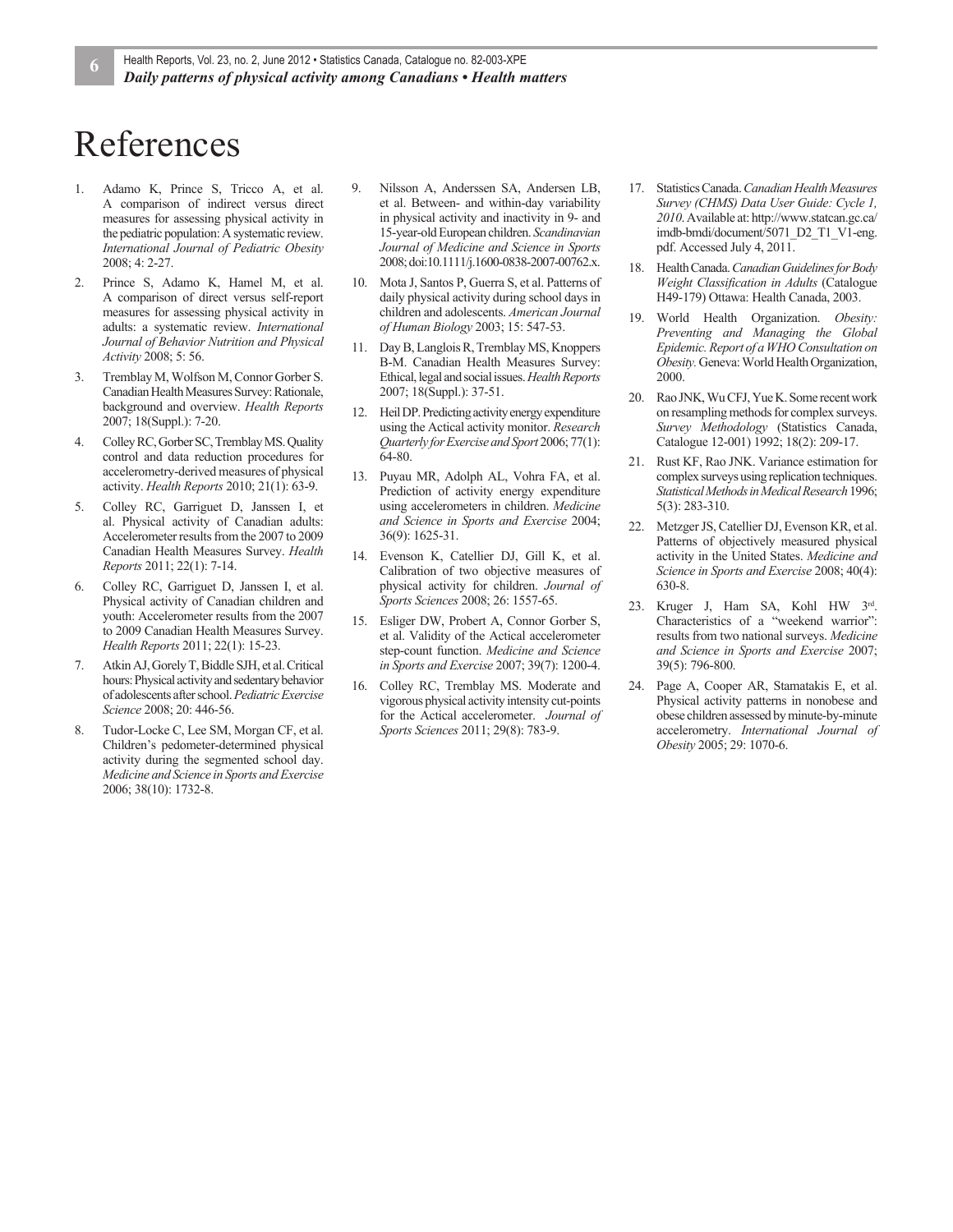# References

1. Adamo K, Prince S, Tricco A, et al. A comparison of indirect versus direct measures for assessing physical activity in the pediatric population: A systematic review. *International Journal of Pediatric Obesity* 2008; 4: 2-27.
2. Prince S, Adamo K, Hamel M, et al. A comparison of direct versus self-report measures for assessing physical activity in adults: a systematic review. *International Journal of Behavior Nutrition and Physical Activity* 2008; 5: 56.
3. Tremblay M, Wolfson M, Connor Gorber S. Canadian Health Measures Survey: Rationale, background and overview. *Health Reports* 2007; 18(Suppl.): 7-20.
4. Colley RC, Gorber SC, Tremblay MS. Quality control and data reduction procedures for accelerometry-derived measures of physical activity. *Health Reports* 2010; 21(1): 63-9.
5. Colley RC, Garriguet D, Janssen I, et al. Physical activity of Canadian adults: Accelerometer results from the 2007 to 2009 Canadian Health Measures Survey. *Health Reports* 2011; 22(1): 7-14.
6. Colley RC, Garriguet D, Janssen I, et al. Physical activity of Canadian children and youth: Accelerometer results from the 2007 to 2009 Canadian Health Measures Survey. *Health Reports* 2011; 22(1): 15-23.
7. Atkin AJ, Gorely T, Biddle SJH, et al. Critical hours: Physical activity and sedentary behavior of adolescents after school. *Pediatric Exercise Science* 2008; 20: 446-56.
8. Tudor-Locke C, Lee SM, Morgan CF, et al. Children's pedometer-determined physical activity during the segmented school day. *Medicine and Science in Sports and Exercise* 2006; 38(10): 1732-8.
9. Nilsson A, Anderssen SA, Andersen LB, et al. Between- and within-day variability in physical activity and inactivity in 9- and 15-year-old European children. *Scandinavian Journal of Medicine and Science in Sports* 2008; doi:10.1111/j.1600-0838-2007-00762.x.
10. Mota J, Santos P, Guerra S, et al. Patterns of daily physical activity during school days in children and adolescents. *American Journal of Human Biology* 2003; 15: 547-53.
11. Day B, Langlois R, Tremblay MS, Knoppers B-M. Canadian Health Measures Survey: Ethical, legal and social issues. *Health Reports* 2007; 18(Suppl.): 37-51.
12. Heil DP. Predicting activity energy expenditure using the Actical activity monitor. *Research Quarterly for Exercise and Sport* 2006; 77(1): 64-80.
13. Puyau MR, Adolph AL, Vohra FA, et al. Prediction of activity energy expenditure using accelerometers in children. *Medicine and Science in Sports and Exercise* 2004; 36(9): 1625-31.
14. Evenson K, Catellier DJ, Gill K, et al. Calibration of two objective measures of physical activity for children. *Journal of Sports Sciences* 2008; 26: 1557-65.
15. Esliger DW, Probert A, Connor Gorber S, et al. Validity of the Actical accelerometer step-count function. *Medicine and Science in Sports and Exercise* 2007; 39(7): 1200-4.
16. Colley RC, Tremblay MS. Moderate and vigorous physical activity intensity cut-points for the Actical accelerometer. *Journal of Sports Sciences* 2011; 29(8): 783-9.
17. Statistics Canada. *Canadian Health Measures Survey (CHMS) Data User Guide: Cycle 1, 2010*. Available at: http://www.statcan.gc.ca/imdb-bmdi/document/5071_D2_T1_V1-eng.pdf. Accessed July 4, 2011.
18. Health Canada. *Canadian Guidelines for Body Weight Classification in Adults* (Catalogue H49-179) Ottawa: Health Canada, 2003.
19. World Health Organization. *Obesity: Preventing and Managing the Global Epidemic. Report of a WHO Consultation on Obesity.* Geneva: World Health Organization, 2000.
20. Rao JNK, Wu CFJ, Yue K. Some recent work on resampling methods for complex surveys. *Survey Methodology* (Statistics Canada, Catalogue 12-001) 1992; 18(2): 209-17.
21. Rust KF, Rao JNK. Variance estimation for complex surveys using replication techniques. *Statistical Methods in Medical Research* 1996; 5(3): 283-310.
22. Metzger JS, Catellier DJ, Evenson KR, et al. Patterns of objectively measured physical activity in the United States. *Medicine and Science in Sports and Exercise* 2008; 40(4): 630-8.
23. Kruger J, Ham SA, Kohl HW 3rd. Characteristics of a "weekend warrior": results from two national surveys. *Medicine and Science in Sports and Exercise* 2007; 39(5): 796-800.
24. Page A, Cooper AR, Stamatakis E, et al. Physical activity patterns in nonobese and obese children assessed by minute-by-minute accelerometry. *International Journal of Obesity* 2005; 29: 1070-6.